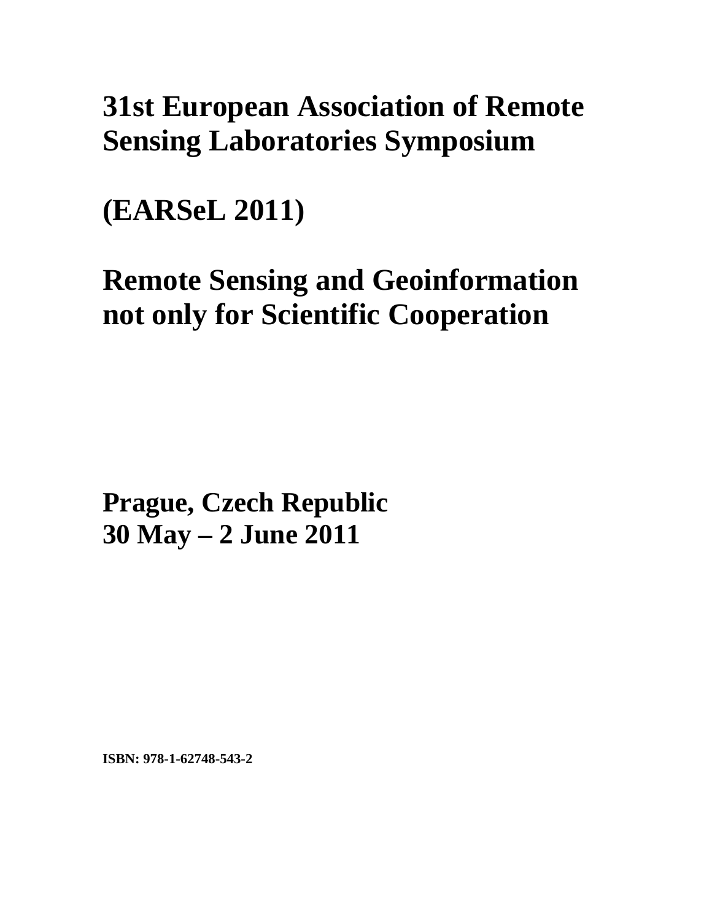# 31st European Association of Remote Sensing Laboratories Symposium

# (EARSeL 2011)

# Remote Sensing and Geoinformation not only for Scientific Cooperation

**Prague, Czech Republic**
**30 May – 2 June 2011**

**ISBN: 978-1-62748-543-2**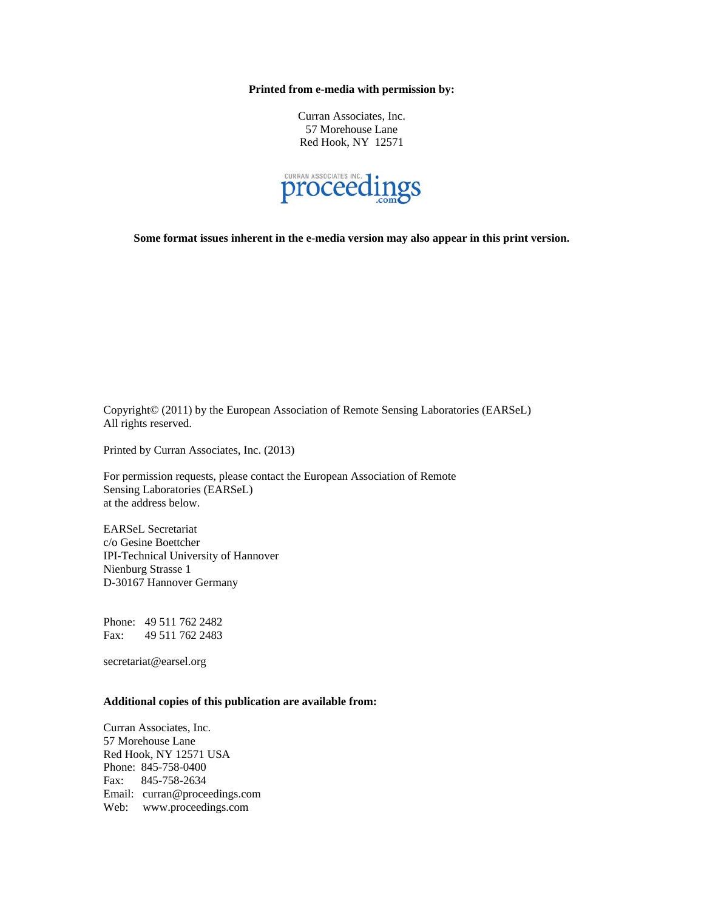**Printed from e-media with permission by:**

Curran Associates, Inc.
57 Morehouse Lane
Red Hook, NY 12571

**Some format issues inherent in the e-media version may also appear in this print version.**

Copyright© (2011) by the European Association of Remote Sensing Laboratories (EARSeL)
All rights reserved.

Printed by Curran Associates, Inc. (2013)

For permission requests, please contact the European Association of Remote Sensing Laboratories (EARSeL) at the address below.

EARSeL Secretariat
c/o Gesine Boettcher
IPI-Technical University of Hannover
Nienburg Strasse 1
D-30167 Hannover Germany

Phone: 49 511 762 2482
Fax: 49 511 762 2483

secretariat@earsel.org

**Additional copies of this publication are available from:**

Curran Associates, Inc.
57 Morehouse Lane
Red Hook, NY 12571 USA
Phone: 845-758-0400
Fax: 845-758-2634
Email: curran@proceedings.com
Web: www.proceedings.com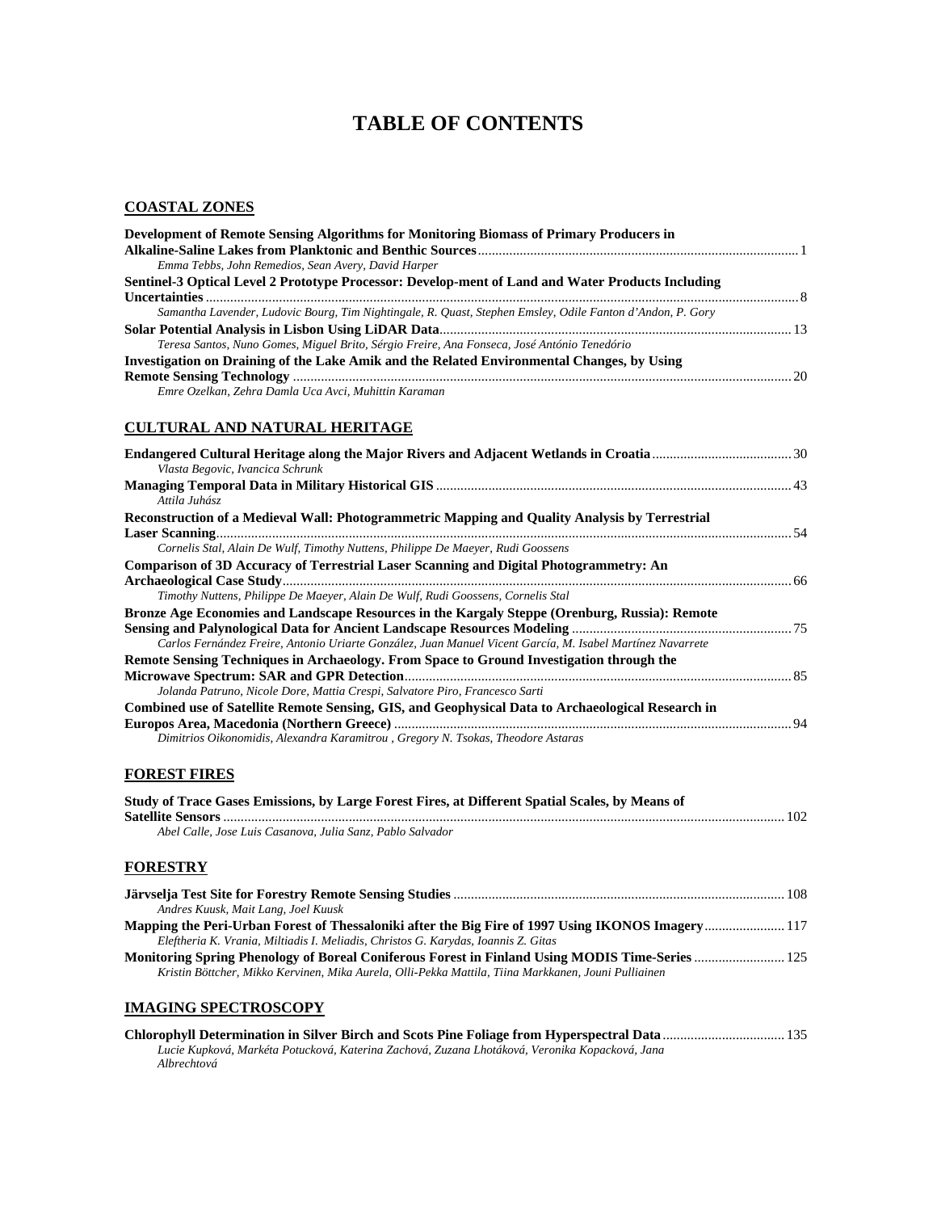# TABLE OF CONTENTS

## COASTAL ZONES

**Development of Remote Sensing Algorithms for Monitoring Biomass of Primary Producers in Alkaline-Saline Lakes from Planktonic and Benthic Sources** ... 1
*Emma Tebbs, John Remedios, Sean Avery, David Harper*

**Sentinel-3 Optical Level 2 Prototype Processor: Develop-ment of Land and Water Products Including Uncertainties** ... 8
*Samantha Lavender, Ludovic Bourg, Tim Nightingale, R. Quast, Stephen Emsley, Odile Fanton d'Andon, P. Gory*

**Solar Potential Analysis in Lisbon Using LiDAR Data** ... 13
*Teresa Santos, Nuno Gomes, Miguel Brito, Sérgio Freire, Ana Fonseca, José António Tenedório*

**Investigation on Draining of the Lake Amik and the Related Environmental Changes, by Using Remote Sensing Technology** ... 20
*Emre Ozelkan, Zehra Damla Uca Avci, Muhittin Karaman*

## CULTURAL AND NATURAL HERITAGE

**Endangered Cultural Heritage along the Major Rivers and Adjacent Wetlands in Croatia** ... 30
*Vlasta Begovic, Ivancica Schrunk*

**Managing Temporal Data in Military Historical GIS** ... 43
*Attila Juhász*

**Reconstruction of a Medieval Wall: Photogrammetric Mapping and Quality Analysis by Terrestrial Laser Scanning** ... 54
*Cornelis Stal, Alain De Wulf, Timothy Nuttens, Philippe De Maeyer, Rudi Goossens*

**Comparison of 3D Accuracy of Terrestrial Laser Scanning and Digital Photogrammetry: An Archaeological Case Study** ... 66
*Timothy Nuttens, Philippe De Maeyer, Alain De Wulf, Rudi Goossens, Cornelis Stal*

**Bronze Age Economies and Landscape Resources in the Kargaly Steppe (Orenburg, Russia): Remote Sensing and Palynological Data for Ancient Landscape Resources Modeling** ... 75
*Carlos Fernández Freire, Antonio Uriarte González, Juan Manuel Vicent García, M. Isabel Martínez Navarrete*

**Remote Sensing Techniques in Archaeology. From Space to Ground Investigation through the Microwave Spectrum: SAR and GPR Detection** ... 85
*Jolanda Patruno, Nicole Dore, Mattia Crespi, Salvatore Piro, Francesco Sarti*

**Combined use of Satellite Remote Sensing, GIS, and Geophysical Data to Archaeological Research in Europos Area, Macedonia (Northern Greece)** ... 94
*Dimitrios Oikonomidis, Alexandra Karamitrou , Gregory N. Tsokas, Theodore Astaras*

## FOREST FIRES

**Study of Trace Gases Emissions, by Large Forest Fires, at Different Spatial Scales, by Means of Satellite Sensors** ... 102
*Abel Calle, Jose Luis Casanova, Julia Sanz, Pablo Salvador*

## FORESTRY

**Järvselja Test Site for Forestry Remote Sensing Studies** ... 108
*Andres Kuusk, Mait Lang, Joel Kuusk*

**Mapping the Peri-Urban Forest of Thessaloniki after the Big Fire of 1997 Using IKONOS Imagery** ... 117
*Eleftheria K. Vrania, Miltiadis I. Meliadis, Christos G. Karydas, Ioannis Z. Gitas*

**Monitoring Spring Phenology of Boreal Coniferous Forest in Finland Using MODIS Time-Series** ... 125
*Kristin Böttcher, Mikko Kervinen, Mika Aurela, Olli-Pekka Mattila, Tiina Markkanen, Jouni Pulliainen*

## IMAGING SPECTROSCOPY

**Chlorophyll Determination in Silver Birch and Scots Pine Foliage from Hyperspectral Data** ... 135
*Lucie Kupková, Markéta Potucková, Katerina Zachová, Zuzana Lhotáková, Veronika Kopacková, Jana Albrechtová*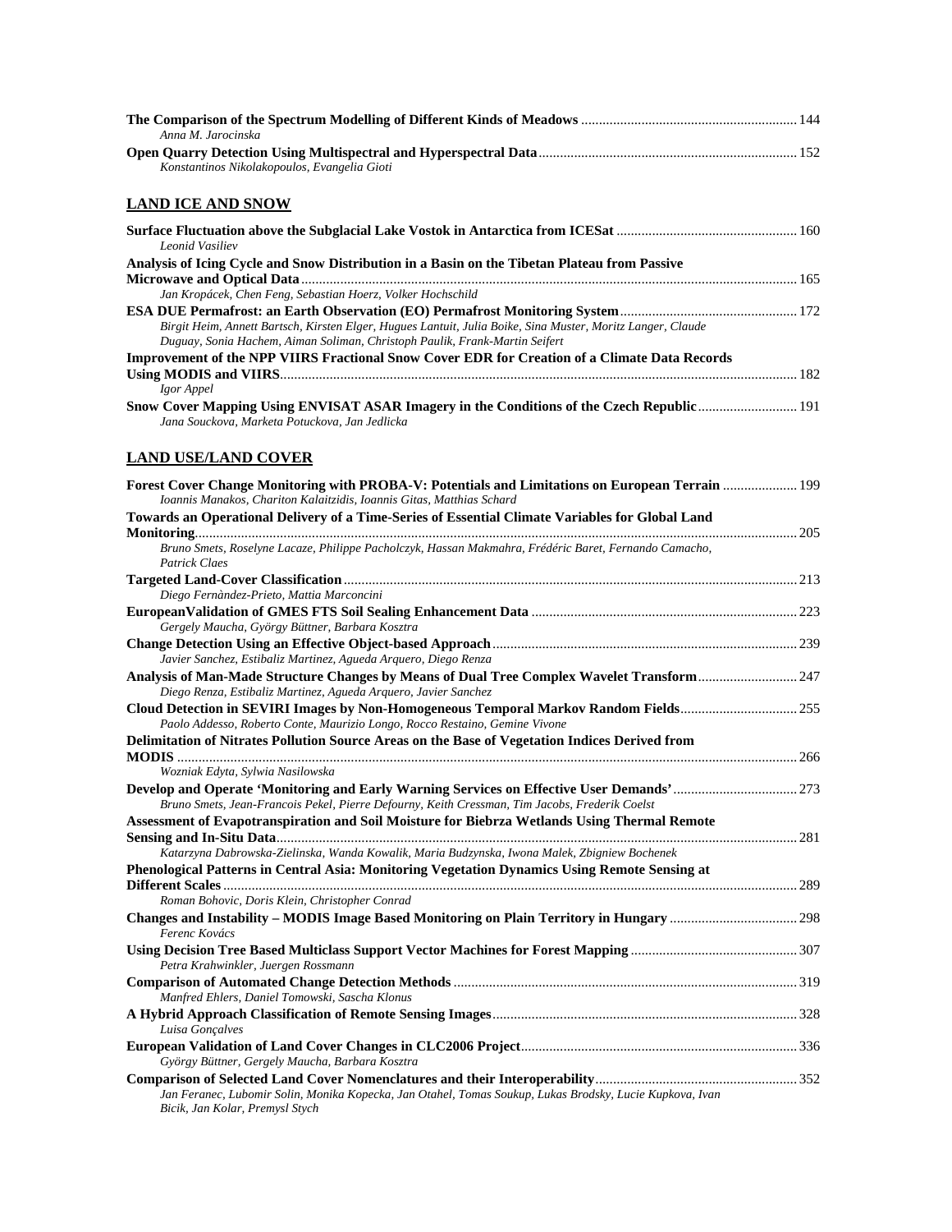**The Comparison of the Spectrum Modelling of Different Kinds of Meadows** ... 144
*Anna M. Jarocinska*

**Open Quarry Detection Using Multispectral and Hyperspectral Data** ... 152
*Konstantinos Nikolakopoulos, Evangelia Gioti*

## LAND ICE AND SNOW

**Surface Fluctuation above the Subglacial Lake Vostok in Antarctica from ICESat** ... 160
*Leonid Vasiliev*

**Analysis of Icing Cycle and Snow Distribution in a Basin on the Tibetan Plateau from Passive Microwave and Optical Data** ... 165
*Jan Kropácek, Chen Feng, Sebastian Hoerz, Volker Hochschild*

**ESA DUE Permafrost: an Earth Observation (EO) Permafrost Monitoring System** ... 172
*Birgit Heim, Annett Bartsch, Kirsten Elger, Hugues Lantuit, Julia Boike, Sina Muster, Moritz Langer, Claude Duguay, Sonia Hachem, Aiman Soliman, Christoph Paulik, Frank-Martin Seifert*

**Improvement of the NPP VIIRS Fractional Snow Cover EDR for Creation of a Climate Data Records Using MODIS and VIIRS** ... 182
*Igor Appel*

**Snow Cover Mapping Using ENVISAT ASAR Imagery in the Conditions of the Czech Republic** ... 191
*Jana Souckova, Marketa Potuckova, Jan Jedlicka*

## LAND USE/LAND COVER

**Forest Cover Change Monitoring with PROBA-V: Potentials and Limitations on European Terrain** ... 199
*Ioannis Manakos, Chariton Kalaitzidis, Ioannis Gitas, Matthias Schard*

**Towards an Operational Delivery of a Time-Series of Essential Climate Variables for Global Land Monitoring** ... 205
*Bruno Smets, Roselyne Lacaze, Philippe Pacholczyk, Hassan Makmahra, Frédéric Baret, Fernando Camacho, Patrick Claes*

**Targeted Land-Cover Classification** ... 213
*Diego Fernàndez-Prieto, Mattia Marconcini*

**EuropeanValidation of GMES FTS Soil Sealing Enhancement Data** ... 223
*Gergely Maucha, György Büttner, Barbara Kosztra*

**Change Detection Using an Effective Object-based Approach** ... 239
*Javier Sanchez, Estibaliz Martinez, Agueda Arquero, Diego Renza*

**Analysis of Man-Made Structure Changes by Means of Dual Tree Complex Wavelet Transform** ... 247
*Diego Renza, Estibaliz Martinez, Agueda Arquero, Javier Sanchez*

**Cloud Detection in SEVIRI Images by Non-Homogeneous Temporal Markov Random Fields** ... 255
*Paolo Addesso, Roberto Conte, Maurizio Longo, Rocco Restaino, Gemine Vivone*

**Delimitation of Nitrates Pollution Source Areas on the Base of Vegetation Indices Derived from MODIS** ... 266
*Wozniak Edyta, Sylwia Nasilowska*

**Develop and Operate 'Monitoring and Early Warning Services on Effective User Demands'** ... 273
*Bruno Smets, Jean-Francois Pekel, Pierre Defourny, Keith Cressman, Tim Jacobs, Frederik Coelst*

**Assessment of Evapotranspiration and Soil Moisture for Biebrza Wetlands Using Thermal Remote Sensing and In-Situ Data** ... 281
*Katarzyna Dabrowska-Zielinska, Wanda Kowalik, Maria Budzynska, Iwona Malek, Zbigniew Bochenek*

**Phenological Patterns in Central Asia: Monitoring Vegetation Dynamics Using Remote Sensing at Different Scales** ... 289
*Roman Bohovic, Doris Klein, Christopher Conrad*

**Changes and Instability – MODIS Image Based Monitoring on Plain Territory in Hungary** ... 298
*Ferenc Kovács*

**Using Decision Tree Based Multiclass Support Vector Machines for Forest Mapping** ... 307
*Petra Krahwinkler, Juergen Rossmann*

**Comparison of Automated Change Detection Methods** ... 319
*Manfred Ehlers, Daniel Tomowski, Sascha Klonus*

**A Hybrid Approach Classification of Remote Sensing Images** ... 328
*Luisa Gonçalves*

**European Validation of Land Cover Changes in CLC2006 Project** ... 336
*György Büttner, Gergely Maucha, Barbara Kosztra*

**Comparison of Selected Land Cover Nomenclatures and their Interoperability** ... 352
*Jan Feranec, Lubomir Solin, Monika Kopecka, Jan Otahel, Tomas Soukup, Lukas Brodsky, Lucie Kupkova, Ivan Bicik, Jan Kolar, Premysl Stych*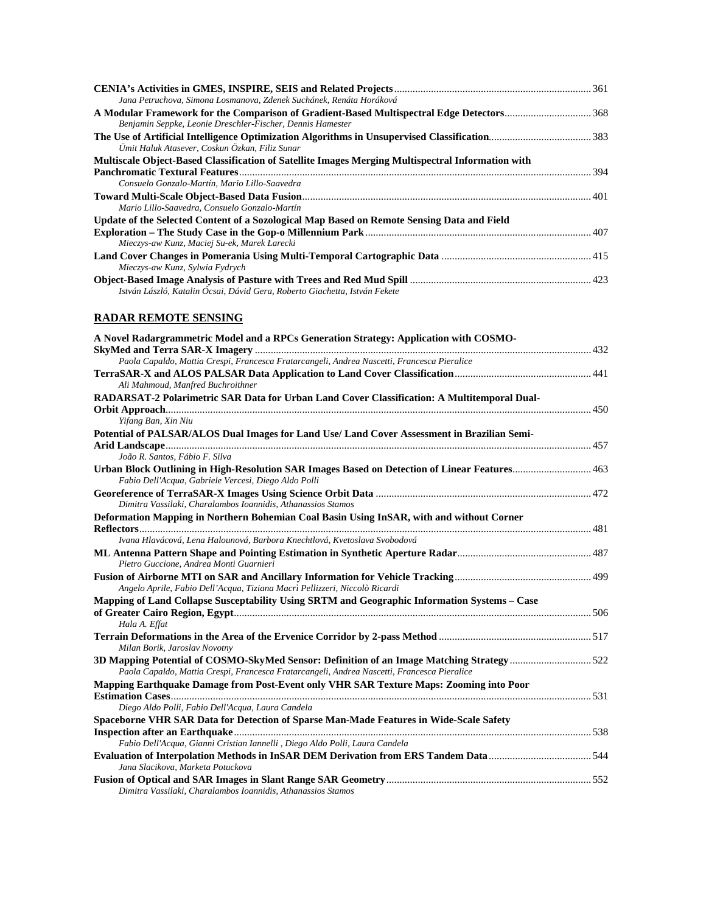**CENIA's Activities in GMES, INSPIRE, SEIS and Related Projects** .......... 361
*Jana Petruchova, Simona Losmanova, Zdenek Suchánek, Renáta Horáková*

**A Modular Framework for the Comparison of Gradient-Based Multispectral Edge Detectors** .......... 368
*Benjamin Seppke, Leonie Dreschler-Fischer, Dennis Hamester*

**The Use of Artificial Intelligence Optimization Algorithms in Unsupervised Classification** .......... 383
*Ümit Haluk Atasever, Coskun Özkan, Filiz Sunar*

**Multiscale Object-Based Classification of Satellite Images Merging Multispectral Information with Panchromatic Textural Features** .......... 394
*Consuelo Gonzalo-Martín, Mario Lillo-Saavedra*

**Toward Multi-Scale Object-Based Data Fusion** .......... 401
*Mario Lillo-Saavedra, Consuelo Gonzalo-Martín*

**Update of the Selected Content of a Sozological Map Based on Remote Sensing Data and Field Exploration – The Study Case in the Gop-o Millennium Park** .......... 407
*Mieczys-aw Kunz, Maciej Su-ek, Marek Larecki*

**Land Cover Changes in Pomerania Using Multi-Temporal Cartographic Data** .......... 415
*Mieczys-aw Kunz, Sylwia Fydrych*

**Object-Based Image Analysis of Pasture with Trees and Red Mud Spill** .......... 423
*István László, Katalin Ócsai, Dávid Gera, Roberto Giachetta, István Fekete*

## RADAR REMOTE SENSING

**A Novel Radargrammetric Model and a RPCs Generation Strategy: Application with COSMO-SkyMed and Terra SAR-X Imagery** .......... 432
*Paola Capaldo, Mattia Crespi, Francesca Fratarcangeli, Andrea Nascetti, Francesca Pieralice*

**TerraSAR-X and ALOS PALSAR Data Application to Land Cover Classification** .......... 441
*Ali Mahmoud, Manfred Buchroithner*

**RADARSAT-2 Polarimetric SAR Data for Urban Land Cover Classification: A Multitemporal Dual-Orbit Approach** .......... 450
*Yifang Ban, Xin Niu*

**Potential of PALSAR/ALOS Dual Images for Land Use/ Land Cover Assessment in Brazilian Semi-Arid Landscape** .......... 457
*João R. Santos, Fábio F. Silva*

**Urban Block Outlining in High-Resolution SAR Images Based on Detection of Linear Features** .......... 463
*Fabio Dell'Acqua, Gabriele Vercesi, Diego Aldo Polli*

**Georeference of TerraSAR-X Images Using Science Orbit Data** .......... 472
*Dimitra Vassilaki, Charalambos Ioannidis, Athanassios Stamos*

**Deformation Mapping in Northern Bohemian Coal Basin Using InSAR, with and without Corner Reflectors** .......... 481
*Ivana Hlavácová, Lena Halounová, Barbora Knechtlová, Kvetoslava Svobodová*

**ML Antenna Pattern Shape and Pointing Estimation in Synthetic Aperture Radar** .......... 487
*Pietro Guccione, Andrea Monti Guarnieri*

**Fusion of Airborne MTI on SAR and Ancillary Information for Vehicle Tracking** .......... 499
*Angelo Aprile, Fabio Dell'Acqua, Tiziana Macrì Pellizzeri, Niccolò Ricardi*

**Mapping of Land Collapse Susceptability Using SRTM and Geographic Information Systems – Case of Greater Cairo Region, Egypt** .......... 506
*Hala A. Effat*

**Terrain Deformations in the Area of the Ervenice Corridor by 2-pass Method** .......... 517
*Milan Borik, Jaroslav Novotny*

**3D Mapping Potential of COSMO-SkyMed Sensor: Definition of an Image Matching Strategy** .......... 522
*Paola Capaldo, Mattia Crespi, Francesca Fratarcangeli, Andrea Nascetti, Francesca Pieralice*

**Mapping Earthquake Damage from Post-Event only VHR SAR Texture Maps: Zooming into Poor Estimation Cases** .......... 531
*Diego Aldo Polli, Fabio Dell'Acqua, Laura Candela*

**Spaceborne VHR SAR Data for Detection of Sparse Man-Made Features in Wide-Scale Safety Inspection after an Earthquake** .......... 538
*Fabio Dell'Acqua, Gianni Cristian Iannelli , Diego Aldo Polli, Laura Candela*

**Evaluation of Interpolation Methods in InSAR DEM Derivation from ERS Tandem Data** .......... 544
*Jana Slacikova, Marketa Potuckova*

**Fusion of Optical and SAR Images in Slant Range SAR Geometry** .......... 552
*Dimitra Vassilaki, Charalambos Ioannidis, Athanassios Stamos*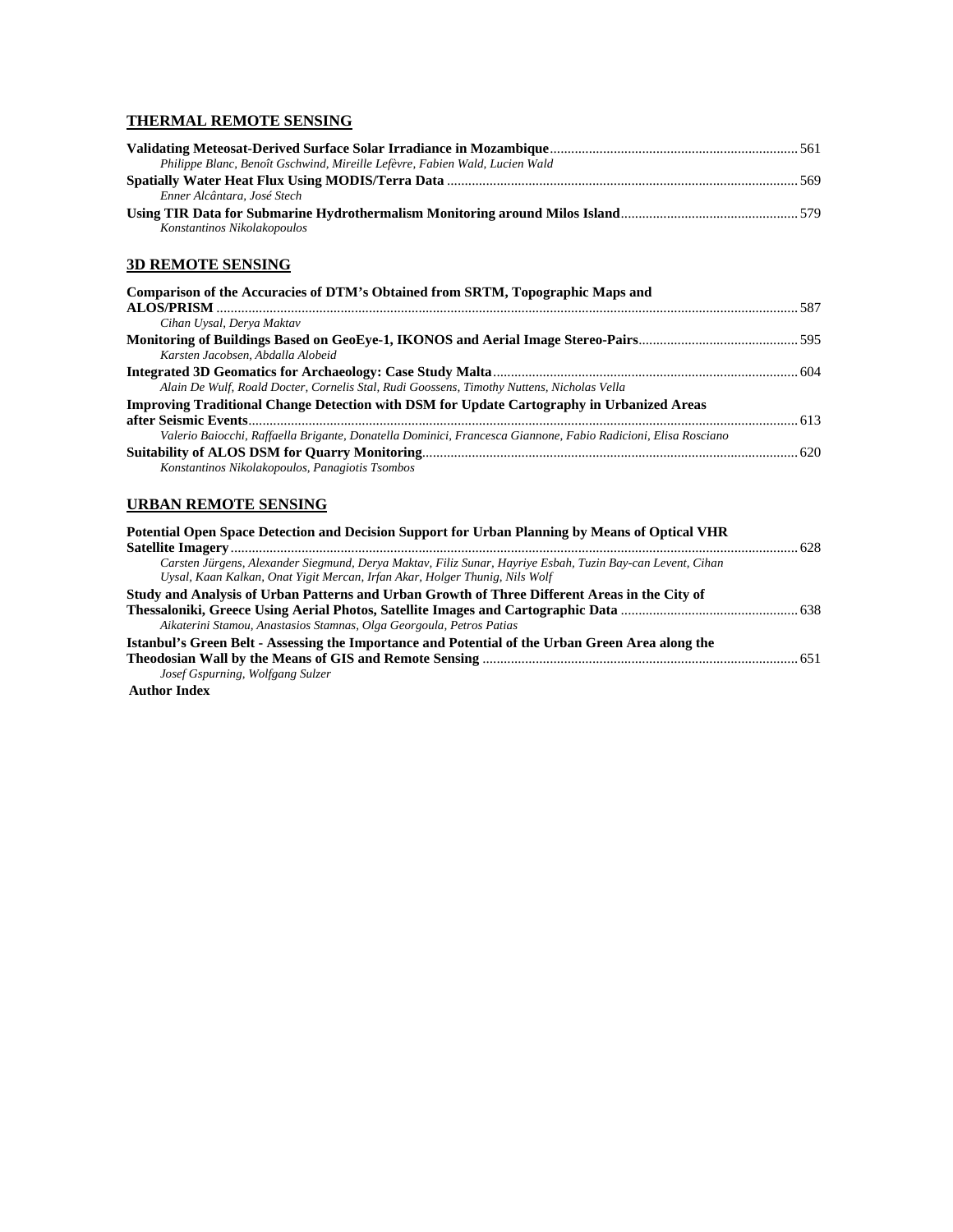## THERMAL REMOTE SENSING

**Validating Meteosat-Derived Surface Solar Irradiance in Mozambique** ........ 561
*Philippe Blanc, Benoît Gschwind, Mireille Lefèvre, Fabien Wald, Lucien Wald*

**Spatially Water Heat Flux Using MODIS/Terra Data** ........ 569
*Enner Alcântara, José Stech*

**Using TIR Data for Submarine Hydrothermalism Monitoring around Milos Island** ........ 579
*Konstantinos Nikolakopoulos*

## 3D REMOTE SENSING

**Comparison of the Accuracies of DTM's Obtained from SRTM, Topographic Maps and ALOS/PRISM** ........ 587
*Cihan Uysal, Derya Maktav*

**Monitoring of Buildings Based on GeoEye-1, IKONOS and Aerial Image Stereo-Pairs** ........ 595
*Karsten Jacobsen, Abdalla Alobeid*

**Integrated 3D Geomatics for Archaeology: Case Study Malta** ........ 604
*Alain De Wulf, Roald Docter, Cornelis Stal, Rudi Goossens, Timothy Nuttens, Nicholas Vella*

**Improving Traditional Change Detection with DSM for Update Cartography in Urbanized Areas after Seismic Events** ........ 613
*Valerio Baiocchi, Raffaella Brigante, Donatella Dominici, Francesca Giannone, Fabio Radicioni, Elisa Rosciano*

**Suitability of ALOS DSM for Quarry Monitoring** ........ 620
*Konstantinos Nikolakopoulos, Panagiotis Tsombos*

## URBAN REMOTE SENSING

**Potential Open Space Detection and Decision Support for Urban Planning by Means of Optical VHR Satellite Imagery** ........ 628
*Carsten Jürgens, Alexander Siegmund, Derya Maktav, Filiz Sunar, Hayriye Esbah, Tuzin Bay-can Levent, Cihan Uysal, Kaan Kalkan, Onat Yigit Mercan, Irfan Akar, Holger Thunig, Nils Wolf*

**Study and Analysis of Urban Patterns and Urban Growth of Three Different Areas in the City of Thessaloniki, Greece Using Aerial Photos, Satellite Images and Cartographic Data** ........ 638
*Aikaterini Stamou, Anastasios Stamnas, Olga Georgoula, Petros Patias*

**Istanbul's Green Belt - Assessing the Importance and Potential of the Urban Green Area along the Theodosian Wall by the Means of GIS and Remote Sensing** ........ 651
*Josef Gspurning, Wolfgang Sulzer*

**Author Index**